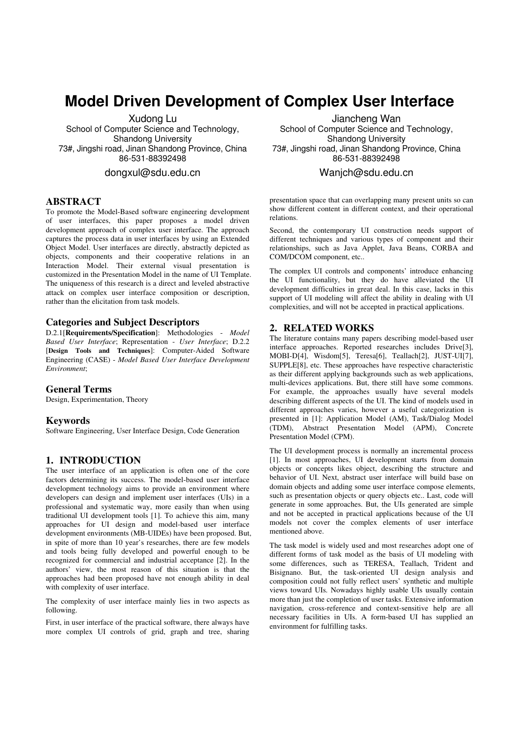# Model Driven Development of Complex User Interface

Xudong Lu
School of Computer Science and Technology,
Shandong University
73#, Jingshi road, Jinan Shandong Province, China
86-531-88392498
dongxul@sdu.edu.cn

Jiancheng Wan
School of Computer Science and Technology,
Shandong University
73#, Jingshi road, Jinan Shandong Province, China
86-531-88392498
Wanjch@sdu.edu.cn

## ABSTRACT

To promote the Model-Based software engineering development of user interfaces, this paper proposes a model driven development approach of complex user interface. The approach captures the process data in user interfaces by using an Extended Object Model. User interfaces are directly, abstractly depicted as objects, components and their cooperative relations in an Interaction Model. Their external visual presentation is customized in the Presentation Model in the name of UI Template. The uniqueness of this research is a direct and leveled abstractive attack on complex user interface composition or description, rather than the elicitation from task models.

## Categories and Subject Descriptors

D.2.1[**Requirements/Specification**]: Methodologies - *Model Based User Interface*; Representation - *User Interface*; D.2.2 [**Design Tools and Techniques**]: Computer-Aided Software Engineering (CASE) - *Model Based User Interface Development Environment*;

## General Terms

Design, Experimentation, Theory

## Keywords

Software Engineering, User Interface Design, Code Generation

## 1. INTRODUCTION

The user interface of an application is often one of the core factors determining its success. The model-based user interface development technology aims to provide an environment where developers can design and implement user interfaces (UIs) in a professional and systematic way, more easily than when using traditional UI development tools [1]. To achieve this aim, many approaches for UI design and model-based user interface development environments (MB-UIDEs) have been proposed. But, in spite of more than 10 year's researches, there are few models and tools being fully developed and powerful enough to be recognized for commercial and industrial acceptance [2]. In the authors' view, the most reason of this situation is that the approaches had been proposed have not enough ability in deal with complexity of user interface.

The complexity of user interface mainly lies in two aspects as following.

First, in user interface of the practical software, there always have more complex UI controls of grid, graph and tree, sharing presentation space that can overlapping many present units so can show different content in different context, and their operational relations.

Second, the contemporary UI construction needs support of different techniques and various types of component and their relationships, such as Java Applet, Java Beans, CORBA and COM/DCOM component, etc..

The complex UI controls and components' introduce enhancing the UI functionality, but they do have alleviated the UI development difficulties in great deal. In this case, lacks in this support of UI modeling will affect the ability in dealing with UI complexities, and will not be accepted in practical applications.

## 2. RELATED WORKS

The literature contains many papers describing model-based user interface approaches. Reported researches includes Drive[3], MOBI-D[4], Wisdom[5], Teresa[6], Teallach[2], JUST-UI[7], SUPPLE[8], etc. These approaches have respective characteristic as their different applying backgrounds such as web applications, multi-devices applications. But, there still have some commons. For example, the approaches usually have several models describing different aspects of the UI. The kind of models used in different approaches varies, however a useful categorization is presented in [1]: Application Model (AM), Task/Dialog Model (TDM), Abstract Presentation Model (APM), Concrete Presentation Model (CPM).

The UI development process is normally an incremental process [1]. In most approaches, UI development starts from domain objects or concepts likes object, describing the structure and behavior of UI. Next, abstract user interface will build base on domain objects and adding some user interface compose elements, such as presentation objects or query objects etc.. Last, code will generate in some approaches. But, the UIs generated are simple and not be accepted in practical applications because of the UI models not cover the complex elements of user interface mentioned above.

The task model is widely used and most researches adopt one of different forms of task model as the basis of UI modeling with some differences, such as TERESA, Teallach, Trident and Bisignano. But, the task-oriented UI design analysis and composition could not fully reflect users' synthetic and multiple views toward UIs. Nowadays highly usable UIs usually contain more than just the completion of user tasks. Extensive information navigation, cross-reference and context-sensitive help are all necessary facilities in UIs. A form-based UI has supplied an environment for fulfilling tasks.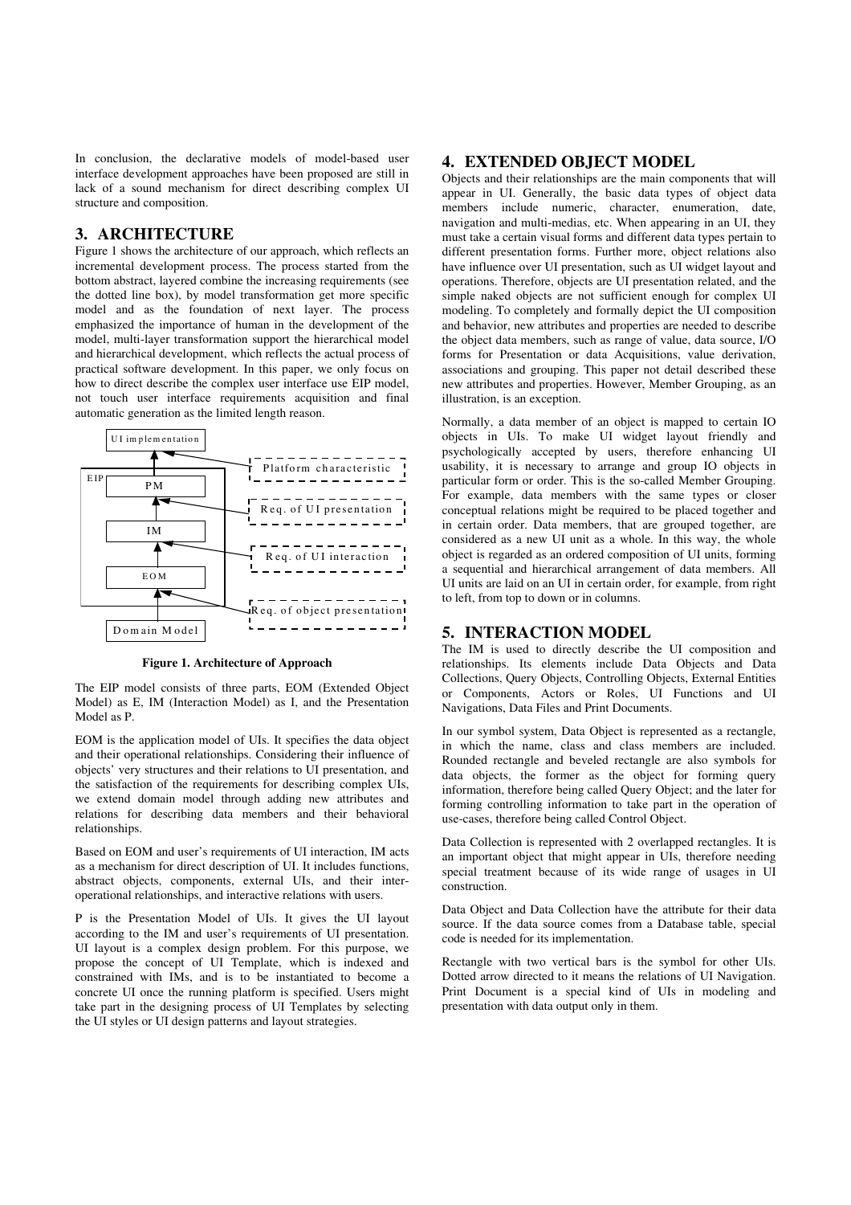In conclusion, the declarative models of model-based user interface development approaches have been proposed are still in lack of a sound mechanism for direct describing complex UI structure and composition.

## 3. ARCHITECTURE

Figure 1 shows the architecture of our approach, which reflects an incremental development process. The process started from the bottom abstract, layered combine the increasing requirements (see the dotted line box), by model transformation get more specific model and as the foundation of next layer. The process emphasized the importance of human in the development of the model, multi-layer transformation support the hierarchical model and hierarchical development, which reflects the actual process of practical software development. In this paper, we only focus on how to direct describe the complex user interface use EIP model, not touch user interface requirements acquisition and final automatic generation as the limited length reason.

**Figure 1. Architecture of Approach**

The EIP model consists of three parts, EOM (Extended Object Model) as E, IM (Interaction Model) as I, and the Presentation Model as P.

EOM is the application model of UIs. It specifies the data object and their operational relationships. Considering their influence of objects' very structures and their relations to UI presentation, and the satisfaction of the requirements for describing complex UIs, we extend domain model through adding new attributes and relations for describing data members and their behavioral relationships.

Based on EOM and user's requirements of UI interaction, IM acts as a mechanism for direct description of UI. It includes functions, abstract objects, components, external UIs, and their inter-operational relationships, and interactive relations with users.

P is the Presentation Model of UIs. It gives the UI layout according to the IM and user's requirements of UI presentation. UI layout is a complex design problem. For this purpose, we propose the concept of UI Template, which is indexed and constrained with IMs, and is to be instantiated to become a concrete UI once the running platform is specified. Users might take part in the designing process of UI Templates by selecting the UI styles or UI design patterns and layout strategies.

## 4. EXTENDED OBJECT MODEL

Objects and their relationships are the main components that will appear in UI. Generally, the basic data types of object data members include numeric, character, enumeration, date, navigation and multi-medias, etc. When appearing in an UI, they must take a certain visual forms and different data types pertain to different presentation forms. Further more, object relations also have influence over UI presentation, such as UI widget layout and operations. Therefore, objects are UI presentation related, and the simple naked objects are not sufficient enough for complex UI modeling. To completely and formally depict the UI composition and behavior, new attributes and properties are needed to describe the object data members, such as range of value, data source, I/O forms for Presentation or data Acquisitions, value derivation, associations and grouping. This paper not detail described these new attributes and properties. However, Member Grouping, as an illustration, is an exception.

Normally, a data member of an object is mapped to certain IO objects in UIs. To make UI widget layout friendly and psychologically accepted by users, therefore enhancing UI usability, it is necessary to arrange and group IO objects in particular form or order. This is the so-called Member Grouping. For example, data members with the same types or closer conceptual relations might be required to be placed together and in certain order. Data members, that are grouped together, are considered as a new UI unit as a whole. In this way, the whole object is regarded as an ordered composition of UI units, forming a sequential and hierarchical arrangement of data members. All UI units are laid on an UI in certain order, for example, from right to left, from top to down or in columns.

## 5. INTERACTION MODEL

The IM is used to directly describe the UI composition and relationships. Its elements include Data Objects and Data Collections, Query Objects, Controlling Objects, External Entities or Components, Actors or Roles, UI Functions and UI Navigations, Data Files and Print Documents.

In our symbol system, Data Object is represented as a rectangle, in which the name, class and class members are included. Rounded rectangle and beveled rectangle are also symbols for data objects, the former as the object for forming query information, therefore being called Query Object; and the later for forming controlling information to take part in the operation of use-cases, therefore being called Control Object.

Data Collection is represented with 2 overlapped rectangles. It is an important object that might appear in UIs, therefore needing special treatment because of its wide range of usages in UI construction.

Data Object and Data Collection have the attribute for their data source. If the data source comes from a Database table, special code is needed for its implementation.

Rectangle with two vertical bars is the symbol for other UIs. Dotted arrow directed to it means the relations of UI Navigation. Print Document is a special kind of UIs in modeling and presentation with data output only in them.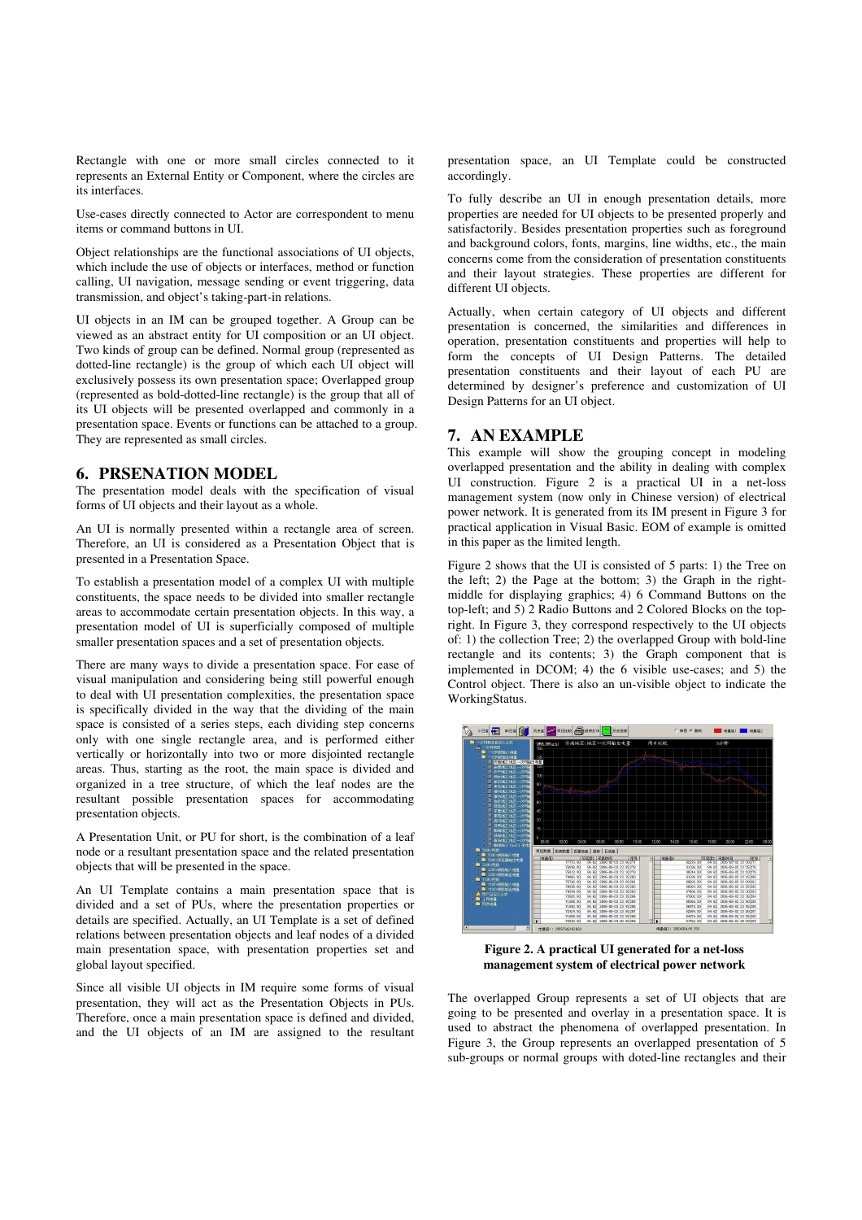Rectangle with one or more small circles connected to it represents an External Entity or Component, where the circles are its interfaces.

Use-cases directly connected to Actor are correspondent to menu items or command buttons in UI.

Object relationships are the functional associations of UI objects, which include the use of objects or interfaces, method or function calling, UI navigation, message sending or event triggering, data transmission, and object's taking-part-in relations.

UI objects in an IM can be grouped together. A Group can be viewed as an abstract entity for UI composition or an UI object. Two kinds of group can be defined. Normal group (represented as dotted-line rectangle) is the group of which each UI object will exclusively possess its own presentation space; Overlapped group (represented as bold-dotted-line rectangle) is the group that all of its UI objects will be presented overlapped and commonly in a presentation space. Events or functions can be attached to a group. They are represented as small circles.

## 6. PRSENATION MODEL

The presentation model deals with the specification of visual forms of UI objects and their layout as a whole.

An UI is normally presented within a rectangle area of screen. Therefore, an UI is considered as a Presentation Object that is presented in a Presentation Space.

To establish a presentation model of a complex UI with multiple constituents, the space needs to be divided into smaller rectangle areas to accommodate certain presentation objects. In this way, a presentation model of UI is superficially composed of multiple smaller presentation spaces and a set of presentation objects.

There are many ways to divide a presentation space. For ease of visual manipulation and considering being still powerful enough to deal with UI presentation complexities, the presentation space is specifically divided in the way that the dividing of the main space is consisted of a series steps, each dividing step concerns only with one single rectangle area, and is performed either vertically or horizontally into two or more disjointed rectangle areas. Thus, starting as the root, the main space is divided and organized in a tree structure, of which the leaf nodes are the resultant possible presentation spaces for accommodating presentation objects.

A Presentation Unit, or PU for short, is the combination of a leaf node or a resultant presentation space and the related presentation objects that will be presented in the space.

An UI Template contains a main presentation space that is divided and a set of PUs, where the presentation properties or details are specified. Actually, an UI Template is a set of defined relations between presentation objects and leaf nodes of a divided main presentation space, with presentation properties set and global layout specified.

Since all visible UI objects in IM require some forms of visual presentation, they will act as the Presentation Objects in PUs. Therefore, once a main presentation space is defined and divided, and the UI objects of an IM are assigned to the resultant presentation space, an UI Template could be constructed accordingly.

To fully describe an UI in enough presentation details, more properties are needed for UI objects to be presented properly and satisfactorily. Besides presentation properties such as foreground and background colors, fonts, margins, line widths, etc., the main concerns come from the consideration of presentation constituents and their layout strategies. These properties are different for different UI objects.

Actually, when certain category of UI objects and different presentation is concerned, the similarities and differences in operation, presentation constituents and properties will help to form the concepts of UI Design Patterns. The detailed presentation constituents and their layout of each PU are determined by designer's preference and customization of UI Design Patterns for an UI object.

## 7. AN EXAMPLE

This example will show the grouping concept in modeling overlapped presentation and the ability in dealing with complex UI construction. Figure 2 is a practical UI in a net-loss management system (now only in Chinese version) of electrical power network. It is generated from its IM present in Figure 3 for practical application in Visual Basic. EOM of example is omitted in this paper as the limited length.

Figure 2 shows that the UI is consisted of 5 parts: 1) the Tree on the left; 2) the Page at the bottom; 3) the Graph in the right-middle for displaying graphics; 4) 6 Command Buttons on the top-left; and 5) 2 Radio Buttons and 2 Colored Blocks on the top-right. In Figure 3, they correspond respectively to the UI objects of: 1) the collection Tree; 2) the overlapped Group with bold-line rectangle and its contents; 3) the Graph component that is implemented in DCOM; 4) the 6 visible use-cases; and 5) the Control object. There is also an un-visible object to indicate the WorkingStatus.

**Figure 2. A practical UI generated for a net-loss management system of electrical power network**

The overlapped Group represents a set of UI objects that are going to be presented and overlay in a presentation space. It is used to abstract the phenomena of overlapped presentation. In Figure 3, the Group represents an overlapped presentation of 5 sub-groups or normal groups with doted-line rectangles and their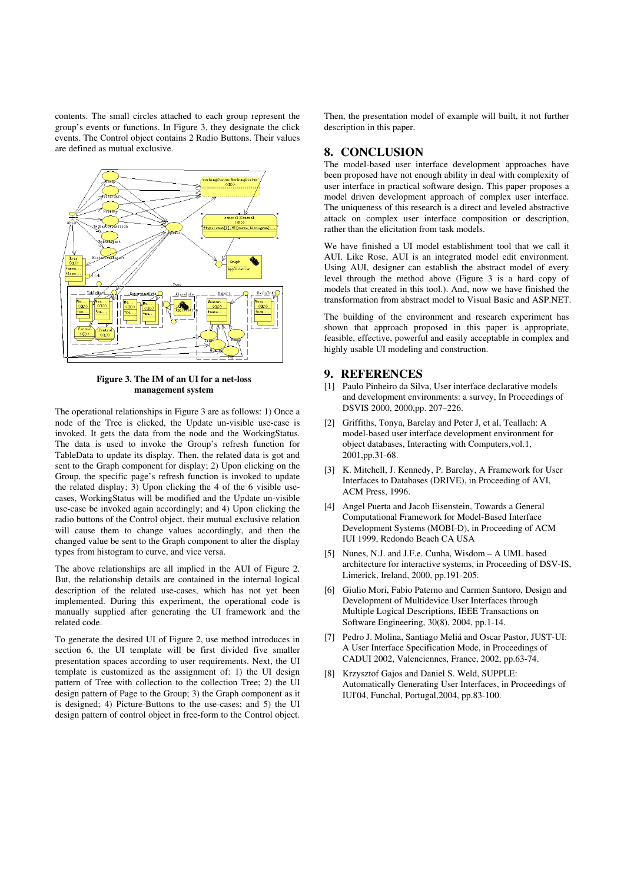contents. The small circles attached to each group represent the group's events or functions. In Figure 3, they designate the click events. The Control object contains 2 Radio Buttons. Their values are defined as mutual exclusive.

**Figure 3. The IM of an UI for a net-loss management system**

The operational relationships in Figure 3 are as follows: 1) Once a node of the Tree is clicked, the Update un-visible use-case is invoked. It gets the data from the node and the WorkingStatus. The data is used to invoke the Group's refresh function for TableData to update its display. Then, the related data is got and sent to the Graph component for display; 2) Upon clicking on the Group, the specific page's refresh function is invoked to update the related display; 3) Upon clicking the 4 of the 6 visible use-cases, WorkingStatus will be modified and the Update un-visible use-case be invoked again accordingly; and 4) Upon clicking the radio buttons of the Control object, their mutual exclusive relation will cause them to change values accordingly, and then the changed value be sent to the Graph component to alter the display types from histogram to curve, and vice versa.

The above relationships are all implied in the AUI of Figure 2. But, the relationship details are contained in the internal logical description of the related use-cases, which has not yet been implemented. During this experiment, the operational code is manually supplied after generating the UI framework and the related code.

To generate the desired UI of Figure 2, use method introduces in section 6, the UI template will be first divided five smaller presentation spaces according to user requirements. Next, the UI template is customized as the assignment of: 1) the UI design pattern of Tree with collection to the collection Tree; 2) the UI design pattern of Page to the Group; 3) the Graph component as it is designed; 4) Picture-Buttons to the use-cases; and 5) the UI design pattern of control object in free-form to the Control object. Then, the presentation model of example will built, it not further description in this paper.

## 8. CONCLUSION

The model-based user interface development approaches have been proposed have not enough ability in deal with complexity of user interface in practical software design. This paper proposes a model driven development approach of complex user interface. The uniqueness of this research is a direct and leveled abstractive attack on complex user interface composition or description, rather than the elicitation from task models.

We have finished a UI model establishment tool that we call it AUI. Like Rose, AUI is an integrated model edit environment. Using AUI, designer can establish the abstract model of every level through the method above (Figure 3 is a hard copy of models that created in this tool.). And, now we have finished the transformation from abstract model to Visual Basic and ASP.NET.

The building of the environment and research experiment has shown that approach proposed in this paper is appropriate, feasible, effective, powerful and easily acceptable in complex and highly usable UI modeling and construction.

## 9. REFERENCES

[1] Paulo Pinheiro da Silva, User interface declarative models and development environments: a survey, In Proceedings of DSVIS 2000, 2000,pp. 207–226.

[2] Griffiths, Tonya, Barclay and Peter J, et al, Teallach: A model-based user interface development environment for object databases, Interacting with Computers,vol.1, 2001,pp.31-68.

[3] K. Mitchell, J. Kennedy, P. Barclay, A Framework for User Interfaces to Databases (DRIVE), in Proceeding of AVI, ACM Press, 1996.

[4] Angel Puerta and Jacob Eisenstein, Towards a General Computational Framework for Model-Based Interface Development Systems (MOBI-D), in Proceeding of ACM IUI 1999, Redondo Beach CA USA

[5] Nunes, N.J. and J.F.e. Cunha, Wisdom – A UML based architecture for interactive systems, in Proceeding of DSV-IS, Limerick, Ireland, 2000, pp.191-205.

[6] Giulio Mori, Fabio Paterno and Carmen Santoro, Design and Development of Multidevice User Interfaces through Multiple Logical Descriptions, IEEE Transactions on Software Engineering, 30(8), 2004, pp.1-14.

[7] Pedro J. Molina, Santiago Meliá and Oscar Pastor, JUST-UI: A User Interface Specification Mode, in Proceedings of CADUI 2002, Valenciennes, France, 2002, pp.63-74.

[8] Krzysztof Gajos and Daniel S. Weld, SUPPLE: Automatically Generating User Interfaces, in Proceedings of IUI'04, Funchal, Portugal,2004, pp.83-100.